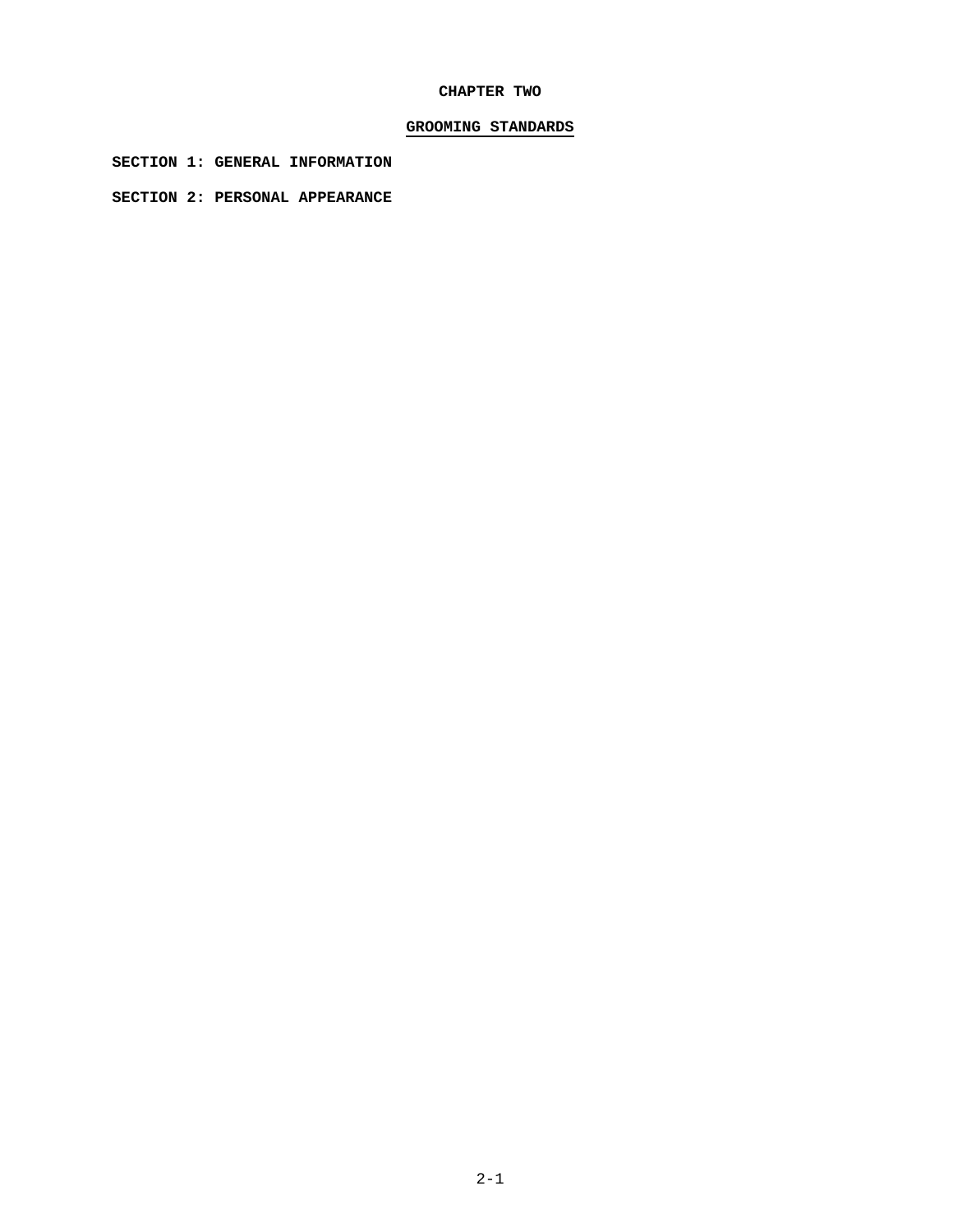# CHAPTER TWO

## GROOMING STANDARDS

**SECTION 1: GENERAL INFORMATION**

**SECTION 2: PERSONAL APPEARANCE**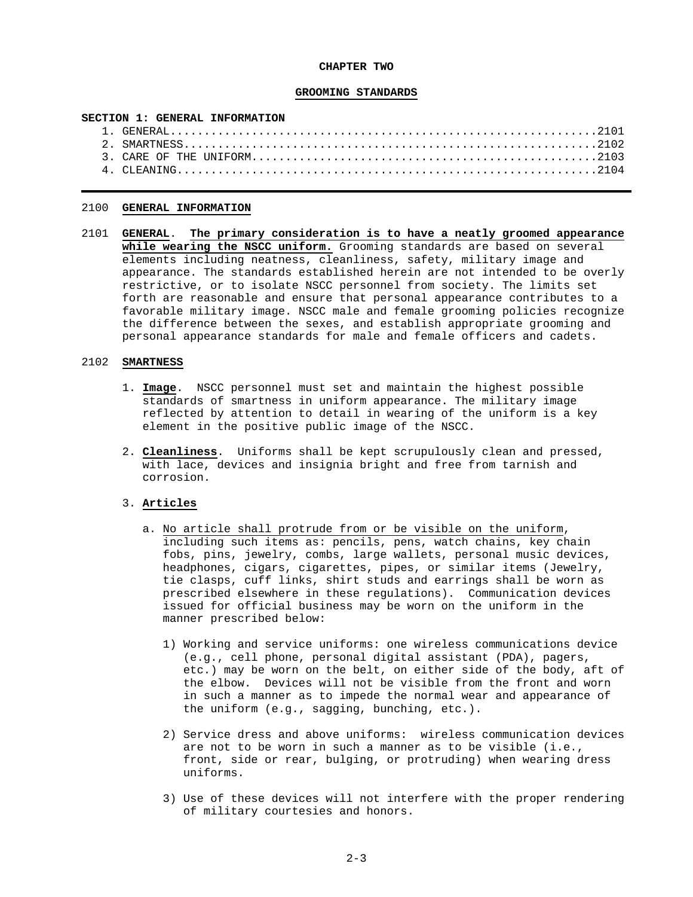# CHAPTER TWO

## GROOMING STANDARDS

**SECTION 1: GENERAL INFORMATION**

1. GENERAL............................................................2101
2. SMARTNESS..........................................................2102
3. CARE OF THE UNIFORM................................................2103
4. CLEANING...........................................................2104

---

2100 **GENERAL INFORMATION**

2101 **GENERAL**. **The primary consideration is to have a neatly groomed appearance while wearing the NSCC uniform.** Grooming standards are based on several elements including neatness, cleanliness, safety, military image and appearance. The standards established herein are not intended to be overly restrictive, or to isolate NSCC personnel from society. The limits set forth are reasonable and ensure that personal appearance contributes to a favorable military image. NSCC male and female grooming policies recognize the difference between the sexes, and establish appropriate grooming and personal appearance standards for male and female officers and cadets.

2102 **SMARTNESS**

1. **Image**. NSCC personnel must set and maintain the highest possible standards of smartness in uniform appearance. The military image reflected by attention to detail in wearing of the uniform is a key element in the positive public image of the NSCC.

2. **Cleanliness**. Uniforms shall be kept scrupulously clean and pressed, with lace, devices and insignia bright and free from tarnish and corrosion.

3. **Articles**

   a. No article shall protrude from or be visible on the uniform, including such items as: pencils, pens, watch chains, key chain fobs, pins, jewelry, combs, large wallets, personal music devices, headphones, cigars, cigarettes, pipes, or similar items (Jewelry, tie clasps, cuff links, shirt studs and earrings shall be worn as prescribed elsewhere in these regulations). Communication devices issued for official business may be worn on the uniform in the manner prescribed below:

      1) Working and service uniforms: one wireless communications device (e.g., cell phone, personal digital assistant (PDA), pagers, etc.) may be worn on the belt, on either side of the body, aft of the elbow. Devices will not be visible from the front and worn in such a manner as to impede the normal wear and appearance of the uniform (e.g., sagging, bunching, etc.).

      2) Service dress and above uniforms: wireless communication devices are not to be worn in such a manner as to be visible (i.e., front, side or rear, bulging, or protruding) when wearing dress uniforms.

      3) Use of these devices will not interfere with the proper rendering of military courtesies and honors.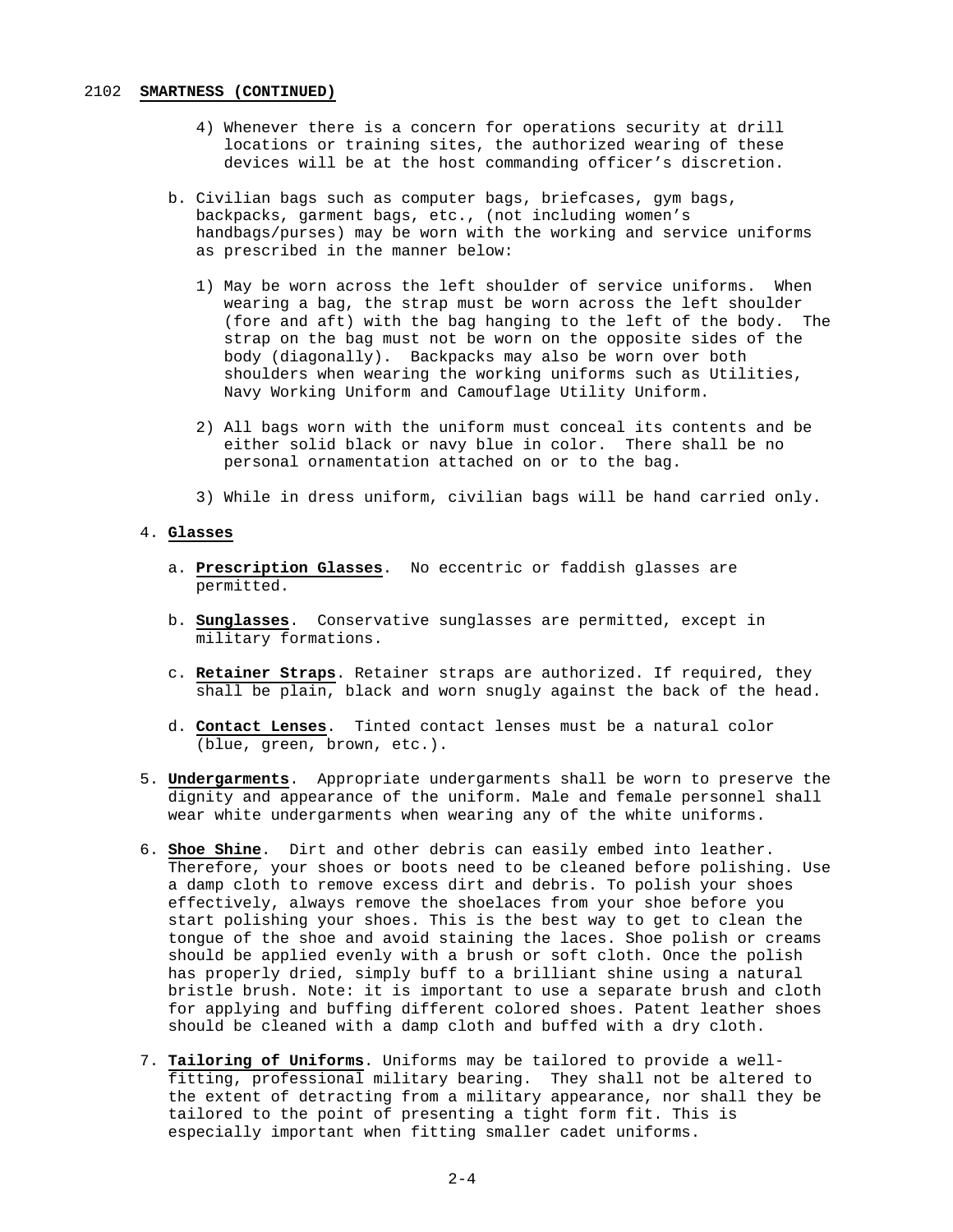## 2102 **SMARTNESS (CONTINUED)**

4) Whenever there is a concern for operations security at drill locations or training sites, the authorized wearing of these devices will be at the host commanding officer's discretion.

b. Civilian bags such as computer bags, briefcases, gym bags, backpacks, garment bags, etc., (not including women's handbags/purses) may be worn with the working and service uniforms as prescribed in the manner below:

1) May be worn across the left shoulder of service uniforms. When wearing a bag, the strap must be worn across the left shoulder (fore and aft) with the bag hanging to the left of the body. The strap on the bag must not be worn on the opposite sides of the body (diagonally). Backpacks may also be worn over both shoulders when wearing the working uniforms such as Utilities, Navy Working Uniform and Camouflage Utility Uniform.

2) All bags worn with the uniform must conceal its contents and be either solid black or navy blue in color. There shall be no personal ornamentation attached on or to the bag.

3) While in dress uniform, civilian bags will be hand carried only.

4. **Glasses**

a. **Prescription Glasses**. No eccentric or faddish glasses are permitted.

b. **Sunglasses**. Conservative sunglasses are permitted, except in military formations.

c. **Retainer Straps**. Retainer straps are authorized. If required, they shall be plain, black and worn snugly against the back of the head.

d. **Contact Lenses**. Tinted contact lenses must be a natural color (blue, green, brown, etc.).

5. **Undergarments**. Appropriate undergarments shall be worn to preserve the dignity and appearance of the uniform. Male and female personnel shall wear white undergarments when wearing any of the white uniforms.

6. **Shoe Shine**. Dirt and other debris can easily embed into leather. Therefore, your shoes or boots need to be cleaned before polishing. Use a damp cloth to remove excess dirt and debris. To polish your shoes effectively, always remove the shoelaces from your shoe before you start polishing your shoes. This is the best way to get to clean the tongue of the shoe and avoid staining the laces. Shoe polish or creams should be applied evenly with a brush or soft cloth. Once the polish has properly dried, simply buff to a brilliant shine using a natural bristle brush. Note: it is important to use a separate brush and cloth for applying and buffing different colored shoes. Patent leather shoes should be cleaned with a damp cloth and buffed with a dry cloth.

7. **Tailoring of Uniforms**. Uniforms may be tailored to provide a well-fitting, professional military bearing. They shall not be altered to the extent of detracting from a military appearance, nor shall they be tailored to the point of presenting a tight form fit. This is especially important when fitting smaller cadet uniforms.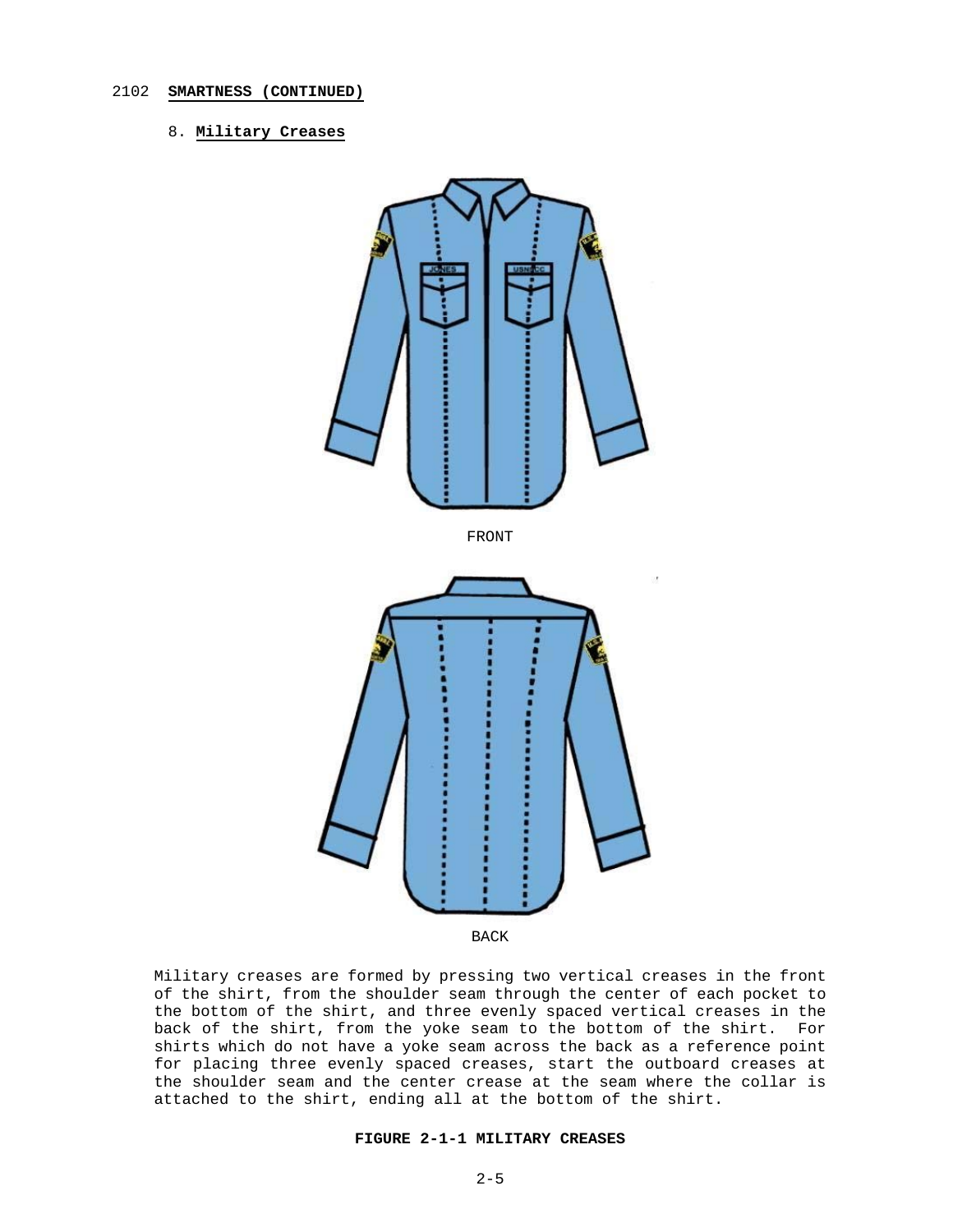2102 **SMARTNESS (CONTINUED)**

8. **Military Creases**

FRONT

BACK

Military creases are formed by pressing two vertical creases in the front of the shirt, from the shoulder seam through the center of each pocket to the bottom of the shirt, and three evenly spaced vertical creases in the back of the shirt, from the yoke seam to the bottom of the shirt. For shirts which do not have a yoke seam across the back as a reference point for placing three evenly spaced creases, start the outboard creases at the shoulder seam and the center crease at the seam where the collar is attached to the shirt, ending all at the bottom of the shirt.

**FIGURE 2-1-1 MILITARY CREASES**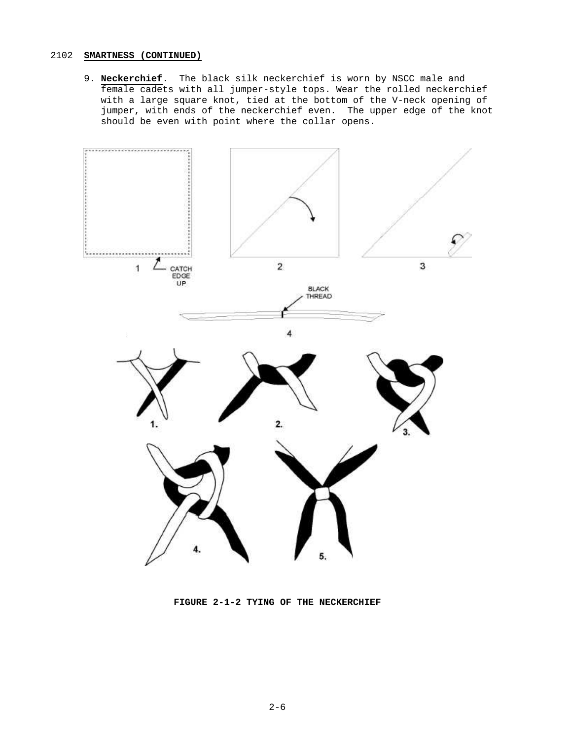2102 **SMARTNESS (CONTINUED)**

9. **Neckerchief**. The black silk neckerchief is worn by NSCC male and female cadets with all jumper-style tops. Wear the rolled neckerchief with a large square knot, tied at the bottom of the V-neck opening of jumper, with ends of the neckerchief even. The upper edge of the knot should be even with point where the collar opens.

1 CATCH EDGE UP

2

3

BLACK THREAD

4

1.

2.

3.

4.

5.

**FIGURE 2-1-2 TYING OF THE NECKERCHIEF**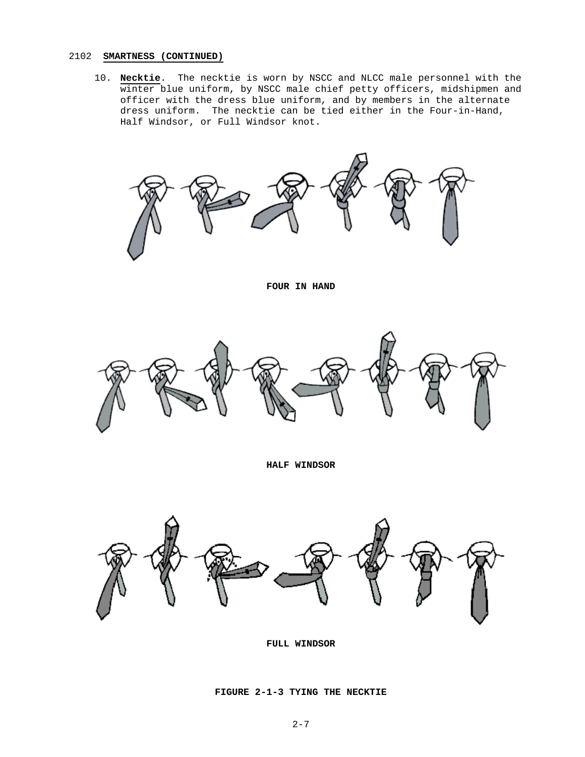2102 **SMARTNESS (CONTINUED)**

10. **Necktie**. The necktie is worn by NSCC and NLCC male personnel with the winter blue uniform, by NSCC male chief petty officers, midshipmen and officer with the dress blue uniform, and by members in the alternate dress uniform. The necktie can be tied either in the Four-in-Hand, Half Windsor, or Full Windsor knot.

**FOUR IN HAND**

**HALF WINDSOR**

**FULL WINDSOR**

**FIGURE 2-1-3 TYING THE NECKTIE**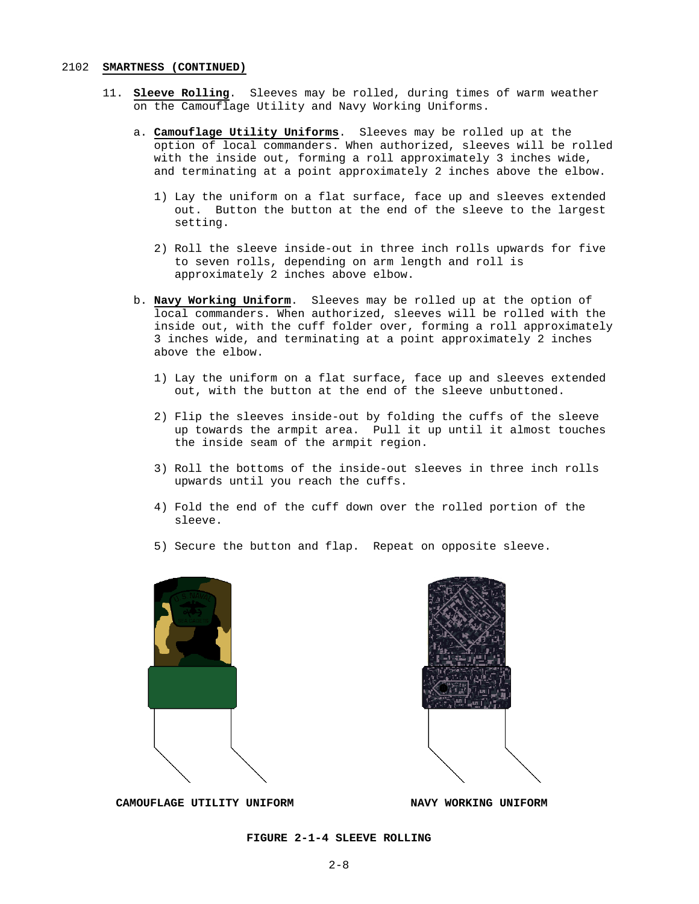2102 **SMARTNESS (CONTINUED)**

11. **Sleeve Rolling**. Sleeves may be rolled, during times of warm weather on the Camouflage Utility and Navy Working Uniforms.

    a. **Camouflage Utility Uniforms**. Sleeves may be rolled up at the option of local commanders. When authorized, sleeves will be rolled with the inside out, forming a roll approximately 3 inches wide, and terminating at a point approximately 2 inches above the elbow.

       1) Lay the uniform on a flat surface, face up and sleeves extended out. Button the button at the end of the sleeve to the largest setting.

       2) Roll the sleeve inside-out in three inch rolls upwards for five to seven rolls, depending on arm length and roll is approximately 2 inches above elbow.

    b. **Navy Working Uniform**. Sleeves may be rolled up at the option of local commanders. When authorized, sleeves will be rolled with the inside out, with the cuff folder over, forming a roll approximately 3 inches wide, and terminating at a point approximately 2 inches above the elbow.

       1) Lay the uniform on a flat surface, face up and sleeves extended out, with the button at the end of the sleeve unbuttoned.

       2) Flip the sleeves inside-out by folding the cuffs of the sleeve up towards the armpit area. Pull it up until it almost touches the inside seam of the armpit region.

       3) Roll the bottoms of the inside-out sleeves in three inch rolls upwards until you reach the cuffs.

       4) Fold the end of the cuff down over the rolled portion of the sleeve.

       5) Secure the button and flap. Repeat on opposite sleeve.

**CAMOUFLAGE UTILITY UNIFORM** **NAVY WORKING UNIFORM**

**FIGURE 2-1-4 SLEEVE ROLLING**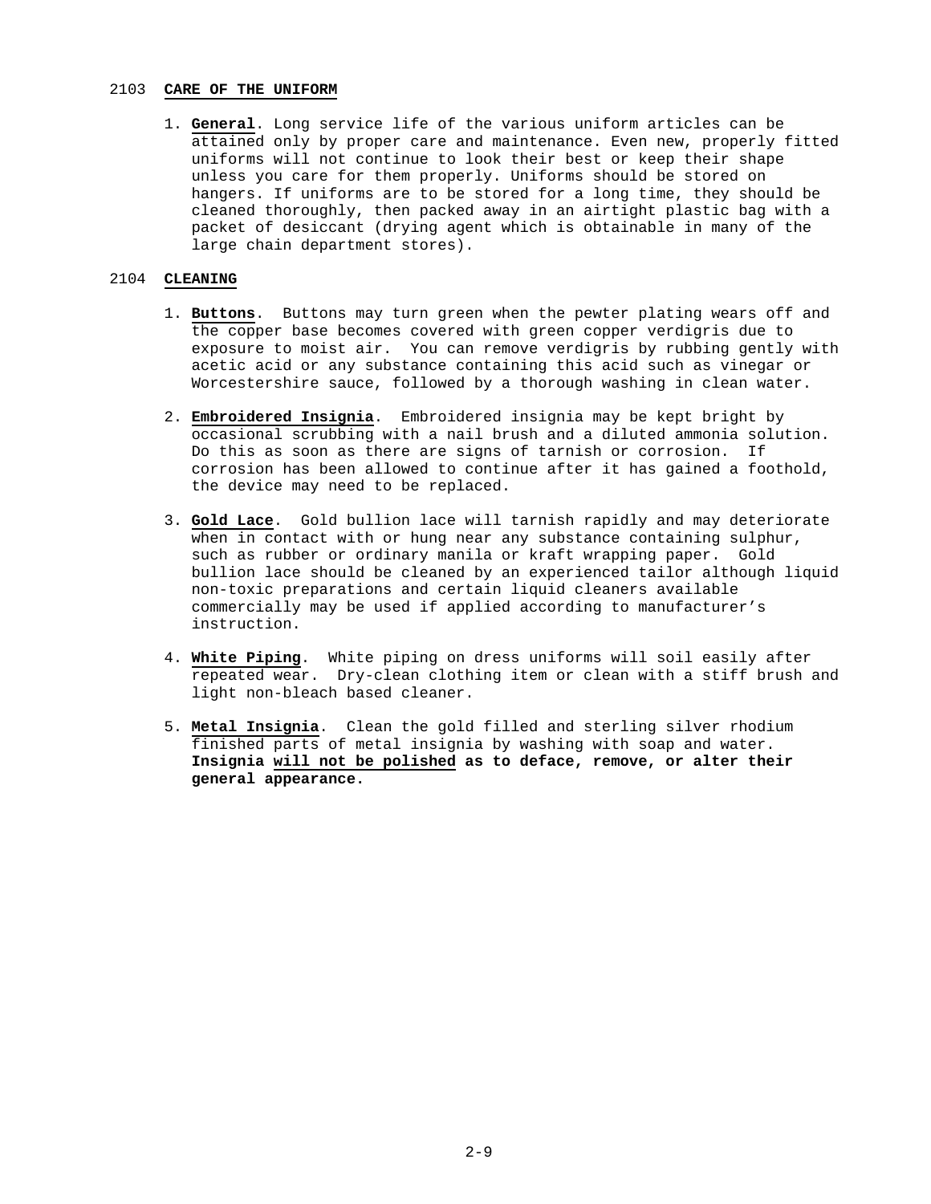## 2103 **CARE OF THE UNIFORM**

1. **General**. Long service life of the various uniform articles can be attained only by proper care and maintenance. Even new, properly fitted uniforms will not continue to look their best or keep their shape unless you care for them properly. Uniforms should be stored on hangers. If uniforms are to be stored for a long time, they should be cleaned thoroughly, then packed away in an airtight plastic bag with a packet of desiccant (drying agent which is obtainable in many of the large chain department stores).

## 2104 **CLEANING**

1. **Buttons**. Buttons may turn green when the pewter plating wears off and the copper base becomes covered with green copper verdigris due to exposure to moist air. You can remove verdigris by rubbing gently with acetic acid or any substance containing this acid such as vinegar or Worcestershire sauce, followed by a thorough washing in clean water.

2. **Embroidered Insignia**. Embroidered insignia may be kept bright by occasional scrubbing with a nail brush and a diluted ammonia solution. Do this as soon as there are signs of tarnish or corrosion. If corrosion has been allowed to continue after it has gained a foothold, the device may need to be replaced.

3. **Gold Lace**. Gold bullion lace will tarnish rapidly and may deteriorate when in contact with or hung near any substance containing sulphur, such as rubber or ordinary manila or kraft wrapping paper. Gold bullion lace should be cleaned by an experienced tailor although liquid non-toxic preparations and certain liquid cleaners available commercially may be used if applied according to manufacturer's instruction.

4. **White Piping**. White piping on dress uniforms will soil easily after repeated wear. Dry-clean clothing item or clean with a stiff brush and light non-bleach based cleaner.

5. **Metal Insignia**. Clean the gold filled and sterling silver rhodium finished parts of metal insignia by washing with soap and water. **Insignia will not be polished as to deface, remove, or alter their general appearance.**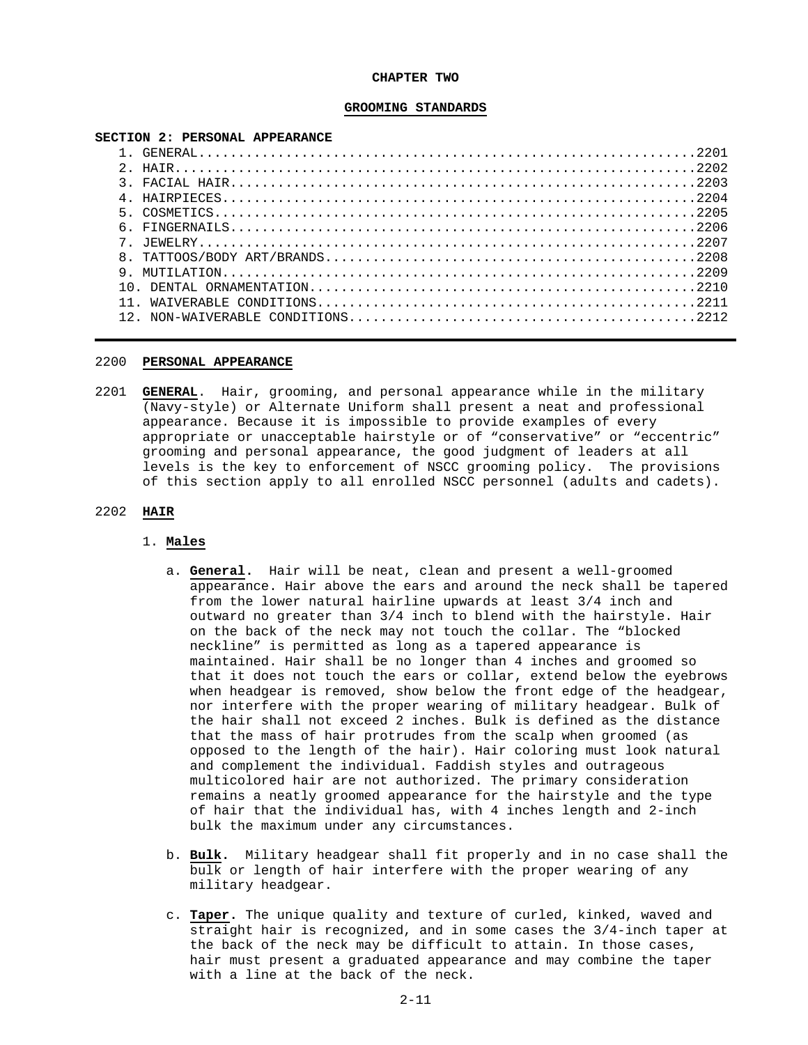# CHAPTER TWO

## GROOMING STANDARDS

**SECTION 2: PERSONAL APPEARANCE**

1. GENERAL............................................................2201
2. HAIR...............................................................2202
3. FACIAL HAIR........................................................2203
4. HAIRPIECES.........................................................2204
5. COSMETICS..........................................................2205
6. FINGERNAILS........................................................2206
7. JEWELRY............................................................2207
8. TATTOOS/BODY ART/BRANDS............................................2208
9. MUTILATION.........................................................2209
10. DENTAL ORNAMENTATION..............................................2210
11. WAIVERABLE CONDITIONS.............................................2211
12. NON-WAIVERABLE CONDITIONS.........................................2212

---

2200 **PERSONAL APPEARANCE**

2201 **GENERAL**. Hair, grooming, and personal appearance while in the military (Navy-style) or Alternate Uniform shall present a neat and professional appearance. Because it is impossible to provide examples of every appropriate or unacceptable hairstyle or of "conservative" or "eccentric" grooming and personal appearance, the good judgment of leaders at all levels is the key to enforcement of NSCC grooming policy. The provisions of this section apply to all enrolled NSCC personnel (adults and cadets).

2202 **HAIR**

1. **Males**

   a. **General.** Hair will be neat, clean and present a well-groomed appearance. Hair above the ears and around the neck shall be tapered from the lower natural hairline upwards at least 3/4 inch and outward no greater than 3/4 inch to blend with the hairstyle. Hair on the back of the neck may not touch the collar. The "blocked neckline" is permitted as long as a tapered appearance is maintained. Hair shall be no longer than 4 inches and groomed so that it does not touch the ears or collar, extend below the eyebrows when headgear is removed, show below the front edge of the headgear, nor interfere with the proper wearing of military headgear. Bulk of the hair shall not exceed 2 inches. Bulk is defined as the distance that the mass of hair protrudes from the scalp when groomed (as opposed to the length of the hair). Hair coloring must look natural and complement the individual. Faddish styles and outrageous multicolored hair are not authorized. The primary consideration remains a neatly groomed appearance for the hairstyle and the type of hair that the individual has, with 4 inches length and 2-inch bulk the maximum under any circumstances.

   b. **Bulk**. Military headgear shall fit properly and in no case shall the bulk or length of hair interfere with the proper wearing of any military headgear.

   c. **Taper.** The unique quality and texture of curled, kinked, waved and straight hair is recognized, and in some cases the 3/4-inch taper at the back of the neck may be difficult to attain. In those cases, hair must present a graduated appearance and may combine the taper with a line at the back of the neck.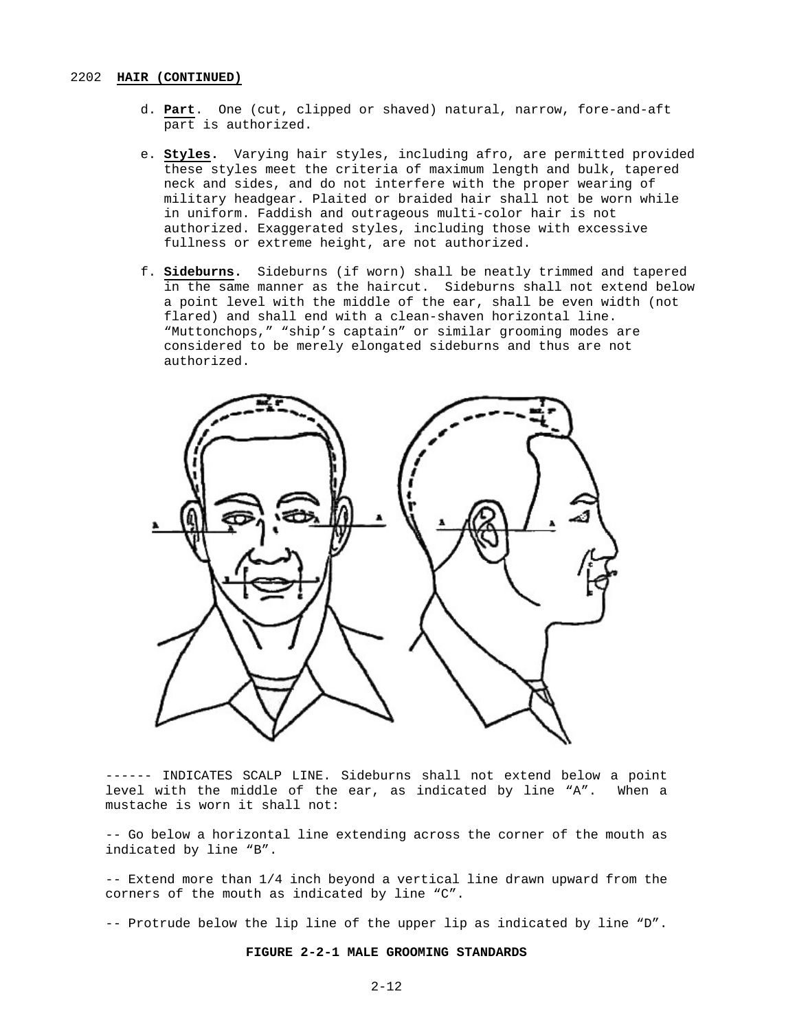2202 **HAIR (CONTINUED)**

d. **Part**. One (cut, clipped or shaved) natural, narrow, fore-and-aft part is authorized.

e. **Styles.** Varying hair styles, including afro, are permitted provided these styles meet the criteria of maximum length and bulk, tapered neck and sides, and do not interfere with the proper wearing of military headgear. Plaited or braided hair shall not be worn while in uniform. Faddish and outrageous multi-color hair is not authorized. Exaggerated styles, including those with excessive fullness or extreme height, are not authorized.

f. **Sideburns.** Sideburns (if worn) shall be neatly trimmed and tapered in the same manner as the haircut. Sideburns shall not extend below a point level with the middle of the ear, shall be even width (not flared) and shall end with a clean-shaven horizontal line. "Muttonchops," "ship's captain" or similar grooming modes are considered to be merely elongated sideburns and thus are not authorized.

------ INDICATES SCALP LINE. Sideburns shall not extend below a point level with the middle of the ear, as indicated by line "A". When a mustache is worn it shall not:

-- Go below a horizontal line extending across the corner of the mouth as indicated by line "B".

-- Extend more than 1/4 inch beyond a vertical line drawn upward from the corners of the mouth as indicated by line "C".

-- Protrude below the lip line of the upper lip as indicated by line "D".

**FIGURE 2-2-1 MALE GROOMING STANDARDS**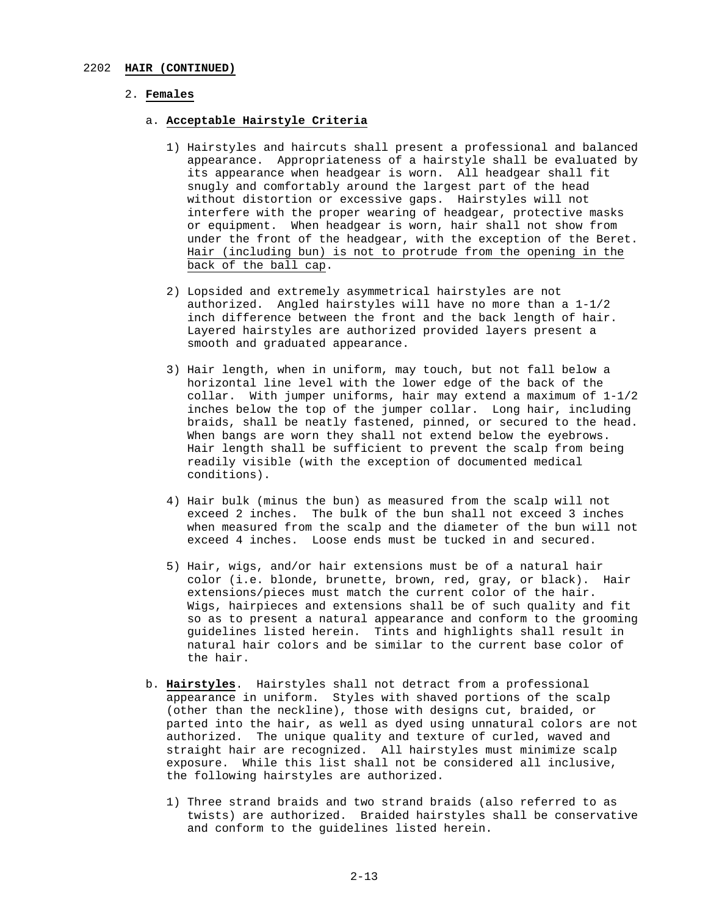## 2202 **HAIR (CONTINUED)**

### 2. **Females**

#### a. **Acceptable Hairstyle Criteria**

1) Hairstyles and haircuts shall present a professional and balanced appearance. Appropriateness of a hairstyle shall be evaluated by its appearance when headgear is worn. All headgear shall fit snugly and comfortably around the largest part of the head without distortion or excessive gaps. Hairstyles will not interfere with the proper wearing of headgear, protective masks or equipment. When headgear is worn, hair shall not show from under the front of the headgear, with the exception of the Beret. <u>Hair (including bun) is not to protrude from the opening in the back of the ball cap</u>.

2) Lopsided and extremely asymmetrical hairstyles are not authorized. Angled hairstyles will have no more than a 1-1/2 inch difference between the front and the back length of hair. Layered hairstyles are authorized provided layers present a smooth and graduated appearance.

3) Hair length, when in uniform, may touch, but not fall below a horizontal line level with the lower edge of the back of the collar. With jumper uniforms, hair may extend a maximum of 1-1/2 inches below the top of the jumper collar. Long hair, including braids, shall be neatly fastened, pinned, or secured to the head. When bangs are worn they shall not extend below the eyebrows. Hair length shall be sufficient to prevent the scalp from being readily visible (with the exception of documented medical conditions).

4) Hair bulk (minus the bun) as measured from the scalp will not exceed 2 inches. The bulk of the bun shall not exceed 3 inches when measured from the scalp and the diameter of the bun will not exceed 4 inches. Loose ends must be tucked in and secured.

5) Hair, wigs, and/or hair extensions must be of a natural hair color (i.e. blonde, brunette, brown, red, gray, or black). Hair extensions/pieces must match the current color of the hair. Wigs, hairpieces and extensions shall be of such quality and fit so as to present a natural appearance and conform to the grooming guidelines listed herein. Tints and highlights shall result in natural hair colors and be similar to the current base color of the hair.

#### b. **Hairstyles**. 

Hairstyles shall not detract from a professional appearance in uniform. Styles with shaved portions of the scalp (other than the neckline), those with designs cut, braided, or parted into the hair, as well as dyed using unnatural colors are not authorized. The unique quality and texture of curled, waved and straight hair are recognized. All hairstyles must minimize scalp exposure. While this list shall not be considered all inclusive, the following hairstyles are authorized.

1) Three strand braids and two strand braids (also referred to as twists) are authorized. Braided hairstyles shall be conservative and conform to the guidelines listed herein.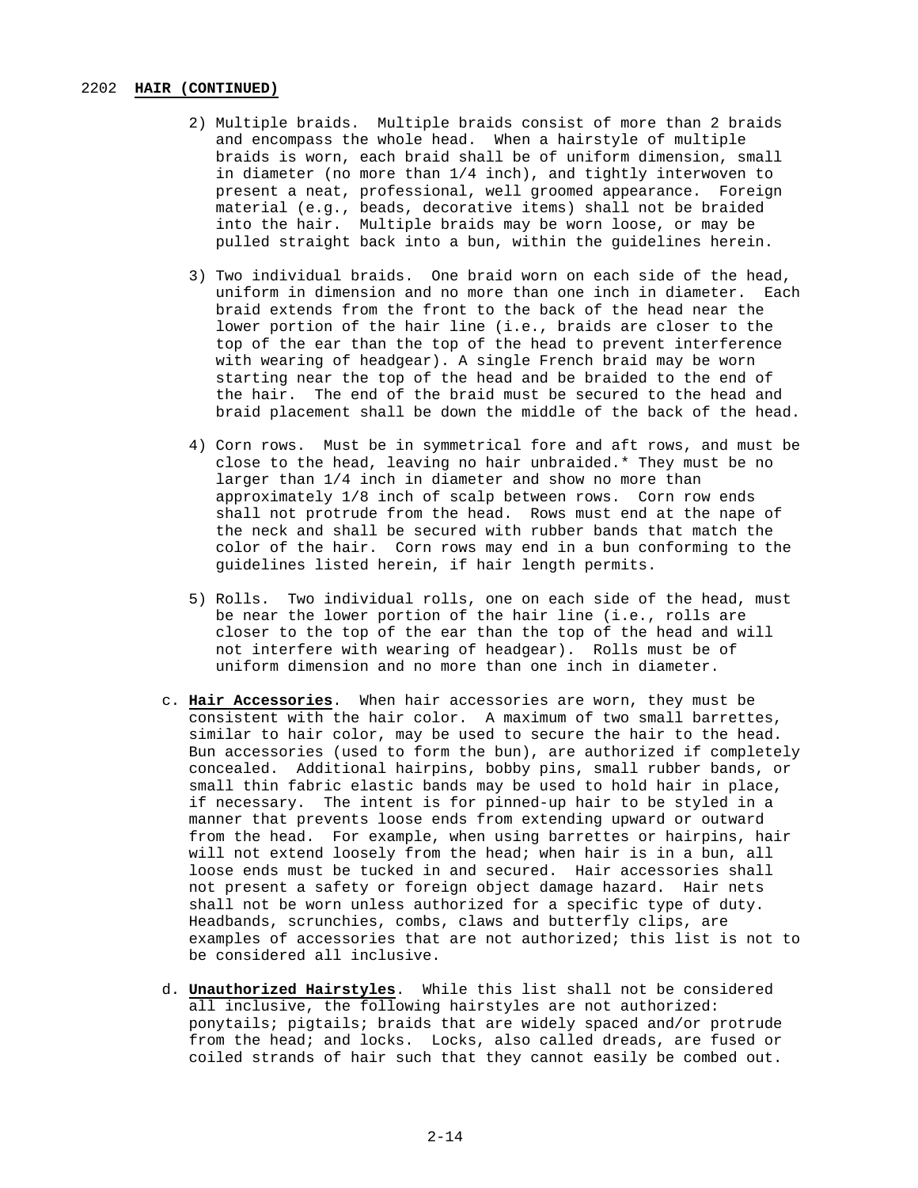2202 **HAIR (CONTINUED)**

2) Multiple braids. Multiple braids consist of more than 2 braids and encompass the whole head. When a hairstyle of multiple braids is worn, each braid shall be of uniform dimension, small in diameter (no more than 1/4 inch), and tightly interwoven to present a neat, professional, well groomed appearance. Foreign material (e.g., beads, decorative items) shall not be braided into the hair. Multiple braids may be worn loose, or may be pulled straight back into a bun, within the guidelines herein.

3) Two individual braids. One braid worn on each side of the head, uniform in dimension and no more than one inch in diameter. Each braid extends from the front to the back of the head near the lower portion of the hair line (i.e., braids are closer to the top of the ear than the top of the head to prevent interference with wearing of headgear). A single French braid may be worn starting near the top of the head and be braided to the end of the hair. The end of the braid must be secured to the head and braid placement shall be down the middle of the back of the head.

4) Corn rows. Must be in symmetrical fore and aft rows, and must be close to the head, leaving no hair unbraided.* They must be no larger than 1/4 inch in diameter and show no more than approximately 1/8 inch of scalp between rows. Corn row ends shall not protrude from the head. Rows must end at the nape of the neck and shall be secured with rubber bands that match the color of the hair. Corn rows may end in a bun conforming to the guidelines listed herein, if hair length permits.

5) Rolls. Two individual rolls, one on each side of the head, must be near the lower portion of the hair line (i.e., rolls are closer to the top of the ear than the top of the head and will not interfere with wearing of headgear). Rolls must be of uniform dimension and no more than one inch in diameter.

c. **Hair Accessories**. When hair accessories are worn, they must be consistent with the hair color. A maximum of two small barrettes, similar to hair color, may be used to secure the hair to the head. Bun accessories (used to form the bun), are authorized if completely concealed. Additional hairpins, bobby pins, small rubber bands, or small thin fabric elastic bands may be used to hold hair in place, if necessary. The intent is for pinned-up hair to be styled in a manner that prevents loose ends from extending upward or outward from the head. For example, when using barrettes or hairpins, hair will not extend loosely from the head; when hair is in a bun, all loose ends must be tucked in and secured. Hair accessories shall not present a safety or foreign object damage hazard. Hair nets shall not be worn unless authorized for a specific type of duty. Headbands, scrunchies, combs, claws and butterfly clips, are examples of accessories that are not authorized; this list is not to be considered all inclusive.

d. **Unauthorized Hairstyles**. While this list shall not be considered all inclusive, the following hairstyles are not authorized: ponytails; pigtails; braids that are widely spaced and/or protrude from the head; and locks. Locks, also called dreads, are fused or coiled strands of hair such that they cannot easily be combed out.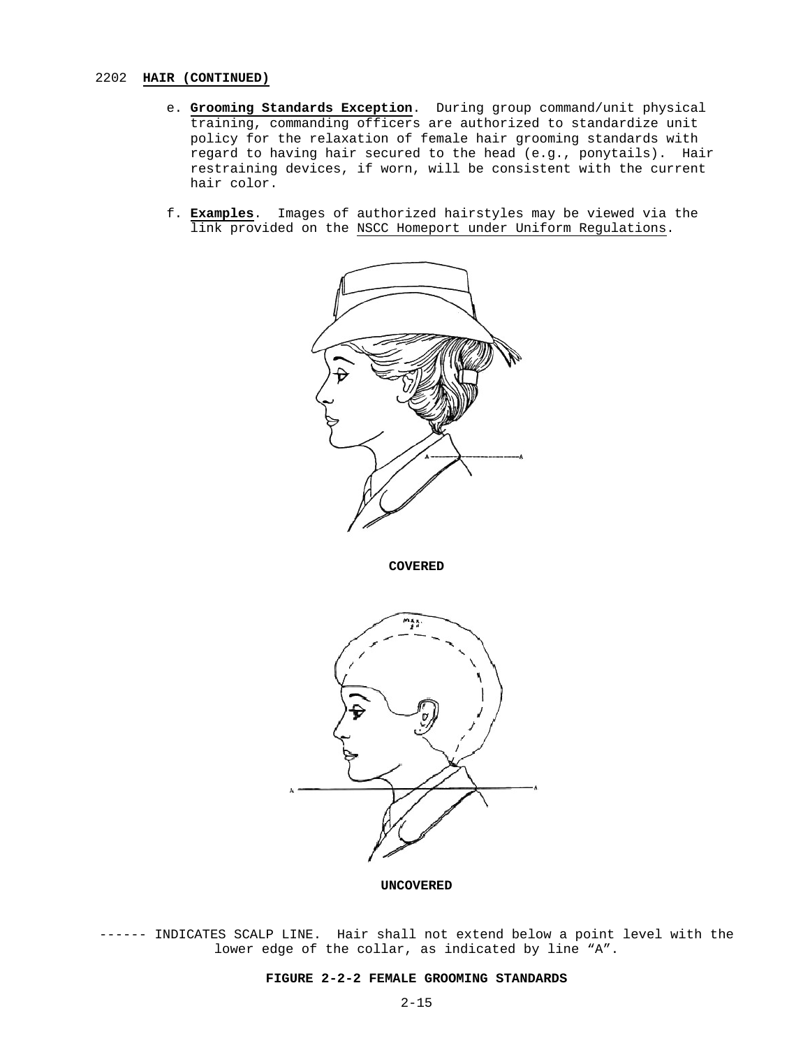2202 **HAIR (CONTINUED)**

e. **Grooming Standards Exception**. During group command/unit physical training, commanding officers are authorized to standardize unit policy for the relaxation of female hair grooming standards with regard to having hair secured to the head (e.g., ponytails). Hair restraining devices, if worn, will be consistent with the current hair color.

f. **Examples**. Images of authorized hairstyles may be viewed via the link provided on the NSCC Homeport under Uniform Regulations.

**COVERED**

**UNCOVERED**

------ INDICATES SCALP LINE. Hair shall not extend below a point level with the lower edge of the collar, as indicated by line "A".

**FIGURE 2-2-2 FEMALE GROOMING STANDARDS**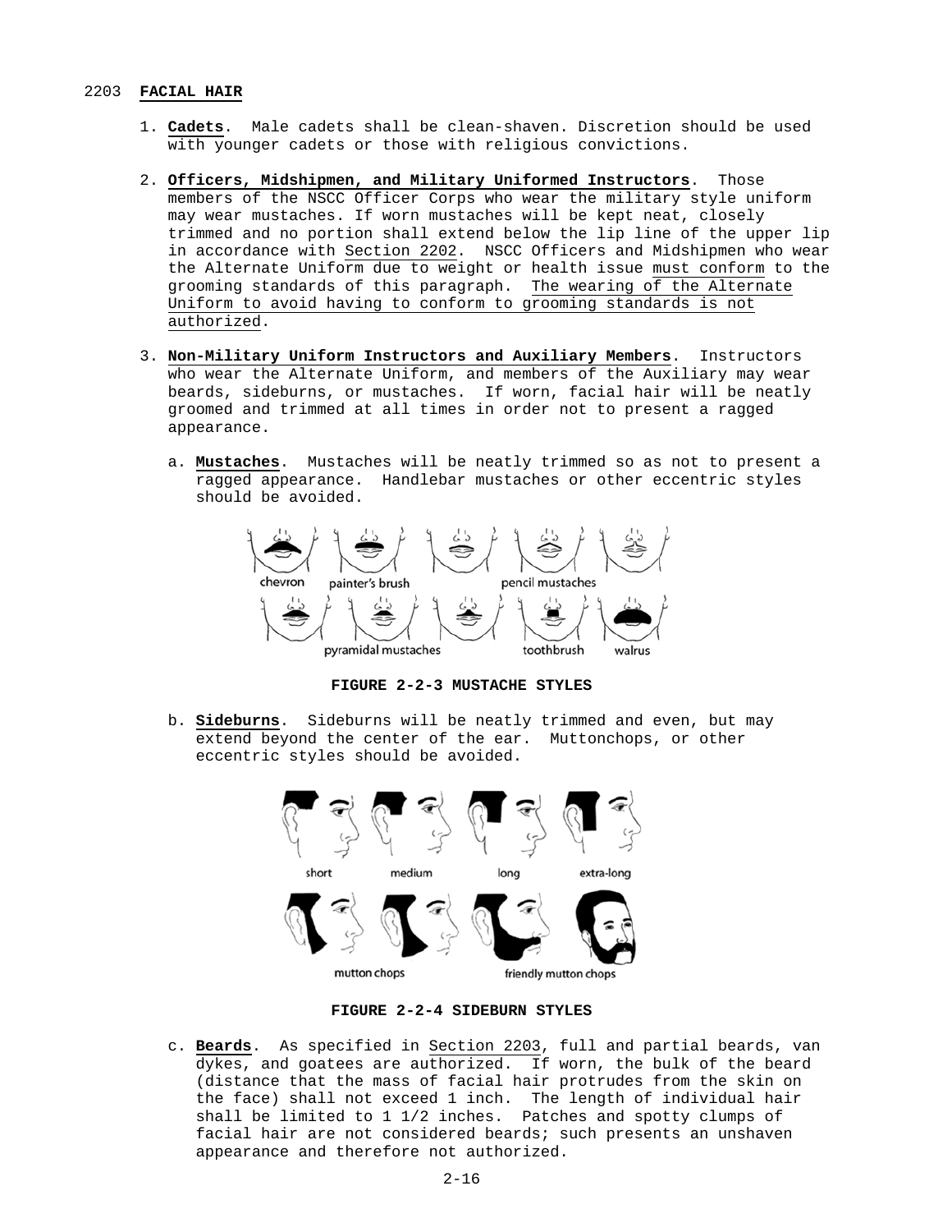## 2203 **FACIAL HAIR**

1. **Cadets**. Male cadets shall be clean-shaven. Discretion should be used with younger cadets or those with religious convictions.

2. **Officers, Midshipmen, and Military Uniformed Instructors**. Those members of the NSCC Officer Corps who wear the military style uniform may wear mustaches. If worn mustaches will be kept neat, closely trimmed and no portion shall extend below the lip line of the upper lip in accordance with Section 2202. NSCC Officers and Midshipmen who wear the Alternate Uniform due to weight or health issue must conform to the grooming standards of this paragraph. The wearing of the Alternate Uniform to avoid having to conform to grooming standards is not authorized.

3. **Non-Military Uniform Instructors and Auxiliary Members**. Instructors who wear the Alternate Uniform, and members of the Auxiliary may wear beards, sideburns, or mustaches. If worn, facial hair will be neatly groomed and trimmed at all times in order not to present a ragged appearance.

   a. **Mustaches**. Mustaches will be neatly trimmed so as not to present a ragged appearance. Handlebar mustaches or other eccentric styles should be avoided.

   chevron, painter's brush, pencil mustaches, pyramidal mustaches, toothbrush, walrus

   **FIGURE 2-2-3 MUSTACHE STYLES**

   b. **Sideburns**. Sideburns will be neatly trimmed and even, but may extend beyond the center of the ear. Muttonchops, or other eccentric styles should be avoided.

   short, medium, long, extra-long, mutton chops, friendly mutton chops

   **FIGURE 2-2-4 SIDEBURN STYLES**

   c. **Beards**. As specified in Section 2203, full and partial beards, van dykes, and goatees are authorized. If worn, the bulk of the beard (distance that the mass of facial hair protrudes from the skin on the face) shall not exceed 1 inch. The length of individual hair shall be limited to 1 1/2 inches. Patches and spotty clumps of facial hair are not considered beards; such presents an unshaven appearance and therefore not authorized.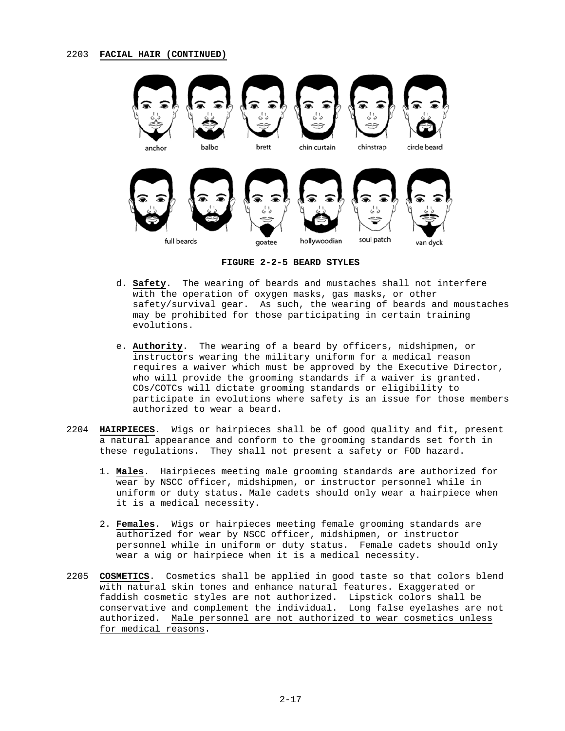2203 **FACIAL HAIR (CONTINUED)**

anchor balbo brett chin curtain chinstrap circle beard

full beards goatee hollywoodian soul patch van dyck

**FIGURE 2-2-5 BEARD STYLES**

d. **Safety**. The wearing of beards and mustaches shall not interfere with the operation of oxygen masks, gas masks, or other safety/survival gear. As such, the wearing of beards and moustaches may be prohibited for those participating in certain training evolutions.

e. **Authority**. The wearing of a beard by officers, midshipmen, or instructors wearing the military uniform for a medical reason requires a waiver which must be approved by the Executive Director, who will provide the grooming standards if a waiver is granted. COs/COTCs will dictate grooming standards or eligibility to participate in evolutions where safety is an issue for those members authorized to wear a beard.

2204 **HAIRPIECES**. Wigs or hairpieces shall be of good quality and fit, present a natural appearance and conform to the grooming standards set forth in these regulations. They shall not present a safety or FOD hazard.

1. **Males**. Hairpieces meeting male grooming standards are authorized for wear by NSCC officer, midshipmen, or instructor personnel while in uniform or duty status. Male cadets should only wear a hairpiece when it is a medical necessity.

2. **Females**. Wigs or hairpieces meeting female grooming standards are authorized for wear by NSCC officer, midshipmen, or instructor personnel while in uniform or duty status. Female cadets should only wear a wig or hairpiece when it is a medical necessity.

2205 **COSMETICS**. Cosmetics shall be applied in good taste so that colors blend with natural skin tones and enhance natural features. Exaggerated or faddish cosmetic styles are not authorized. Lipstick colors shall be conservative and complement the individual. Long false eyelashes are not authorized. <u>Male personnel are not authorized to wear cosmetics unless for medical reasons</u>.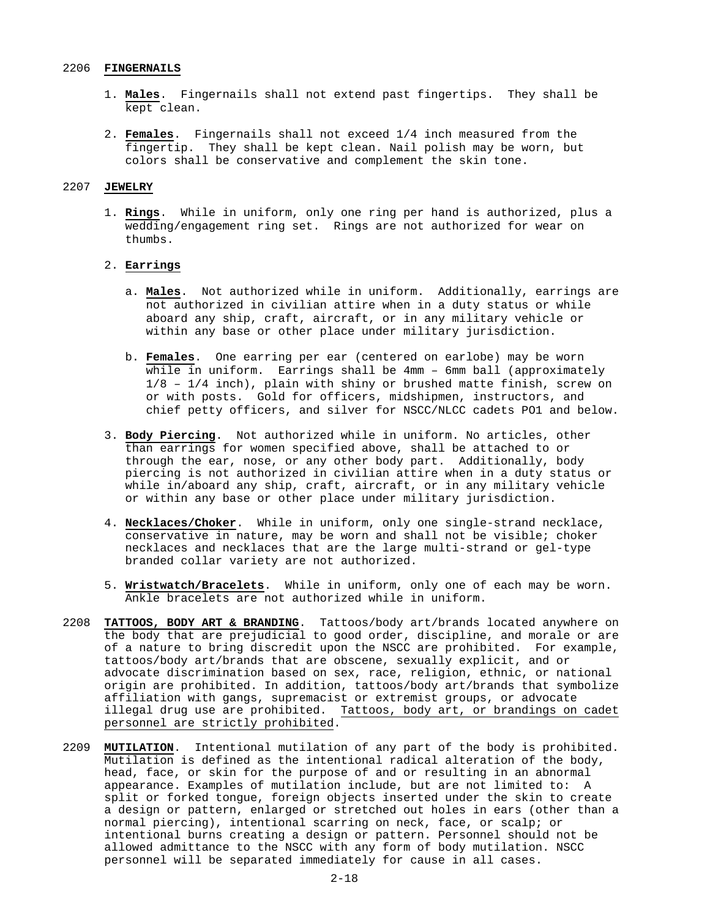## 2206 **FINGERNAILS**

1. **Males**. Fingernails shall not extend past fingertips. They shall be kept clean.

2. **Females**. Fingernails shall not exceed 1/4 inch measured from the fingertip. They shall be kept clean. Nail polish may be worn, but colors shall be conservative and complement the skin tone.

## 2207 **JEWELRY**

1. **Rings**. While in uniform, only one ring per hand is authorized, plus a wedding/engagement ring set. Rings are not authorized for wear on thumbs.

2. **Earrings**

   a. **Males**. Not authorized while in uniform. Additionally, earrings are not authorized in civilian attire when in a duty status or while aboard any ship, craft, aircraft, or in any military vehicle or within any base or other place under military jurisdiction.

   b. **Females**. One earring per ear (centered on earlobe) may be worn while in uniform. Earrings shall be 4mm – 6mm ball (approximately 1/8 – 1/4 inch), plain with shiny or brushed matte finish, screw on or with posts. Gold for officers, midshipmen, instructors, and chief petty officers, and silver for NSCC/NLCC cadets PO1 and below.

3. **Body Piercing**. Not authorized while in uniform. No articles, other than earrings for women specified above, shall be attached to or through the ear, nose, or any other body part. Additionally, body piercing is not authorized in civilian attire when in a duty status or while in/aboard any ship, craft, aircraft, or in any military vehicle or within any base or other place under military jurisdiction.

4. **Necklaces/Choker**. While in uniform, only one single-strand necklace, conservative in nature, may be worn and shall not be visible; choker necklaces and necklaces that are the large multi-strand or gel-type branded collar variety are not authorized.

5. **Wristwatch/Bracelets**. While in uniform, only one of each may be worn. Ankle bracelets are not authorized while in uniform.

## 2208 **TATTOOS, BODY ART & BRANDING**

Tattoos/body art/brands located anywhere on the body that are prejudicial to good order, discipline, and morale or are of a nature to bring discredit upon the NSCC are prohibited. For example, tattoos/body art/brands that are obscene, sexually explicit, and or advocate discrimination based on sex, race, religion, ethnic, or national origin are prohibited. In addition, tattoos/body art/brands that symbolize affiliation with gangs, supremacist or extremist groups, or advocate illegal drug use are prohibited. Tattoos, body art, or brandings on cadet personnel are strictly prohibited.

## 2209 **MUTILATION**

Intentional mutilation of any part of the body is prohibited. Mutilation is defined as the intentional radical alteration of the body, head, face, or skin for the purpose of and or resulting in an abnormal appearance. Examples of mutilation include, but are not limited to: A split or forked tongue, foreign objects inserted under the skin to create a design or pattern, enlarged or stretched out holes in ears (other than a normal piercing), intentional scarring on neck, face, or scalp; or intentional burns creating a design or pattern. Personnel should not be allowed admittance to the NSCC with any form of body mutilation. NSCC personnel will be separated immediately for cause in all cases.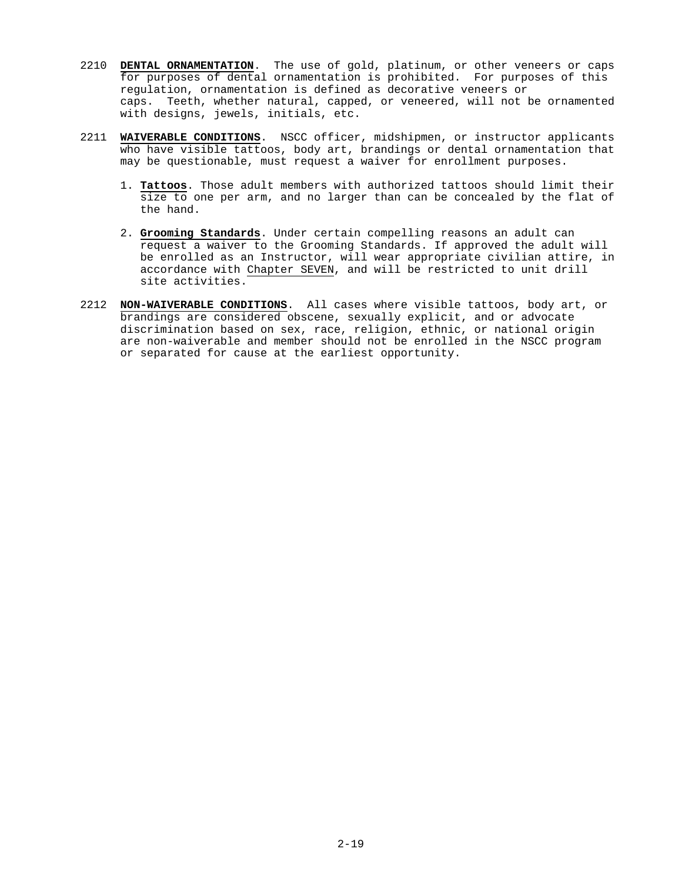2210 **DENTAL ORNAMENTATION**. The use of gold, platinum, or other veneers or caps for purposes of dental ornamentation is prohibited. For purposes of this regulation, ornamentation is defined as decorative veneers or caps. Teeth, whether natural, capped, or veneered, will not be ornamented with designs, jewels, initials, etc.

2211 **WAIVERABLE CONDITIONS**. NSCC officer, midshipmen, or instructor applicants who have visible tattoos, body art, brandings or dental ornamentation that may be questionable, must request a waiver for enrollment purposes.

1. **Tattoos**. Those adult members with authorized tattoos should limit their size to one per arm, and no larger than can be concealed by the flat of the hand.

2. **Grooming Standards**. Under certain compelling reasons an adult can request a waiver to the Grooming Standards. If approved the adult will be enrolled as an Instructor, will wear appropriate civilian attire, in accordance with Chapter SEVEN, and will be restricted to unit drill site activities.

2212 **NON-WAIVERABLE CONDITIONS**. All cases where visible tattoos, body art, or brandings are considered obscene, sexually explicit, and or advocate discrimination based on sex, race, religion, ethnic, or national origin are non-waiverable and member should not be enrolled in the NSCC program or separated for cause at the earliest opportunity.